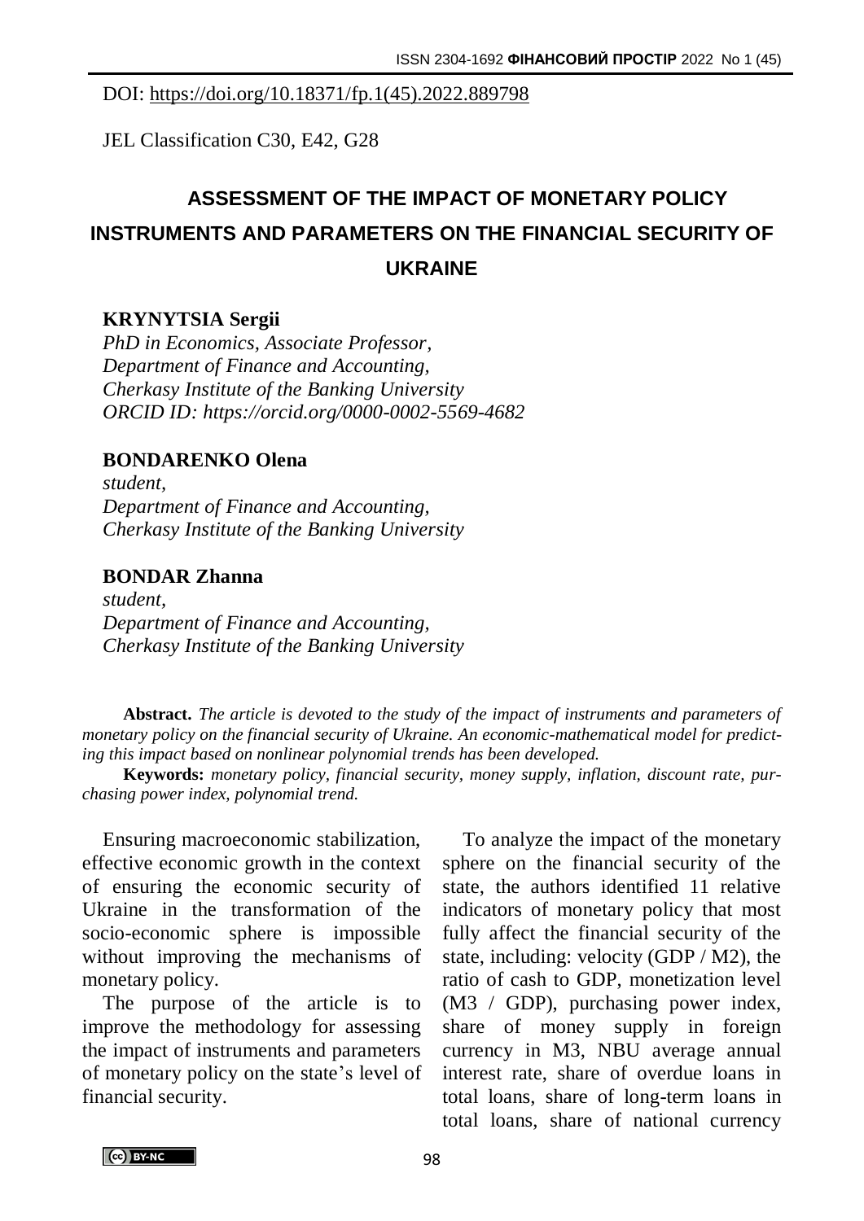DOI: https://doi.org/10.18371/fp.1(45).2022.889798

JEL Classification C30, E42, G28

# ASSESSMENT OF THE IMPACT OF MONETARY POLICY INSTRUMENTS AND PARAMETERS ON THE FINANCIAL SECURITY OF UKRAINE

**KRYNYTSIA Sergii**
*PhD in Economics, Associate Professor,*
*Department of Finance and Accounting,*
*Cherkasy Institute of the Banking University*
*ORCID ID: https://orcid.org/0000-0002-5569-4682*

**BONDARENKO Olena**
*student,*
*Department of Finance and Accounting,*
*Cherkasy Institute of the Banking University*

**BONDAR Zhanna**
*student,*
*Department of Finance and Accounting,*
*Cherkasy Institute of the Banking University*

**Abstract.** *The article is devoted to the study of the impact of instruments and parameters of monetary policy on the financial security of Ukraine. An economic-mathematical model for predicting this impact based on nonlinear polynomial trends has been developed.*

**Keywords:** *monetary policy, financial security, money supply, inflation, discount rate, purchasing power index, polynomial trend.*

Ensuring macroeconomic stabilization, effective economic growth in the context of ensuring the economic security of Ukraine in the transformation of the socio-economic sphere is impossible without improving the mechanisms of monetary policy.

The purpose of the article is to improve the methodology for assessing the impact of instruments and parameters of monetary policy on the state's level of financial security.

To analyze the impact of the monetary sphere on the financial security of the state, the authors identified 11 relative indicators of monetary policy that most fully affect the financial security of the state, including: velocity (GDP / M2), the ratio of cash to GDP, monetization level (M3 / GDP), purchasing power index, share of money supply in foreign currency in M3, NBU average annual interest rate, share of overdue loans in total loans, share of long-term loans in total loans, share of national currency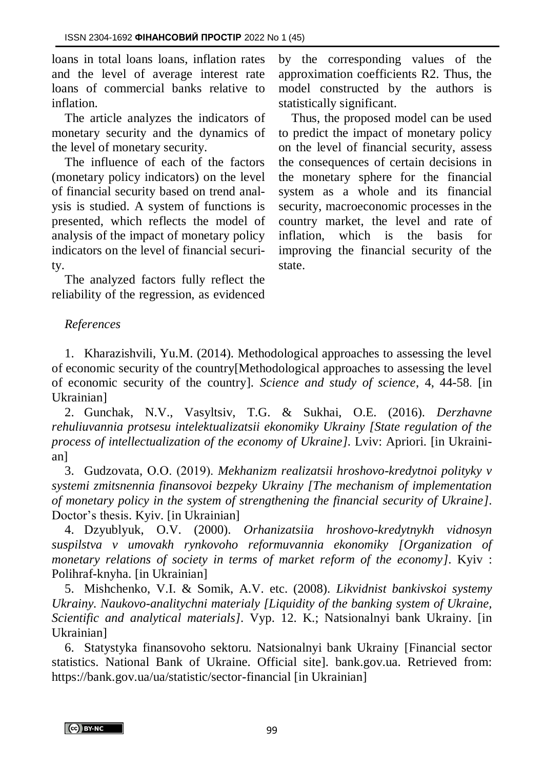loans in total loans loans, inflation rates and the level of average interest rate loans of commercial banks relative to inflation.

The article analyzes the indicators of monetary security and the dynamics of the level of monetary security.

The influence of each of the factors (monetary policy indicators) on the level of financial security based on trend analysis is studied. A system of functions is presented, which reflects the model of analysis of the impact of monetary policy indicators on the level of financial security.

The analyzed factors fully reflect the reliability of the regression, as evidenced by the corresponding values of the approximation coefficients R2. Thus, the model constructed by the authors is statistically significant.

Thus, the proposed model can be used to predict the impact of monetary policy on the level of financial security, assess the consequences of certain decisions in the monetary sphere for the financial system as a whole and its financial security, macroeconomic processes in the country market, the level and rate of inflation, which is the basis for improving the financial security of the state.

*References*

1. Kharazishvili, Yu.M. (2014). Methodological approaches to assessing the level of economic security of the country[Methodological approaches to assessing the level of economic security of the country]. *Science and study of science*, 4, 44-58. [in Ukrainian]
2. Gunchak, N.V., Vasyltsiv, T.G. & Sukhai, O.E. (2016). *Derzhavne rehuliuvannia protsesu intelektualizatsii ekonomiky Ukrainy [State regulation of the process of intellectualization of the economy of Ukraine]*. Lviv: Apriori. [in Ukrainian]
3. Gudzovata, O.O. (2019). *Mekhanizm realizatsii hroshovo-kredytnoi polityky v systemi zmitsnennia finansovoi bezpeky Ukrainy [The mechanism of implementation of monetary policy in the system of strengthening the financial security of Ukraine]*. Doctor's thesis. Kyiv. [in Ukrainian]
4. Dzyublyuk, O.V. (2000). *Orhanizatsiia hroshovo-kredytnykh vidnosyn suspilstva v umovakh rynkovoho reformuvannia ekonomiky [Organization of monetary relations of society in terms of market reform of the economy]*. Kyiv : Polihraf-knyha. [in Ukrainian]
5. Mishchenko, V.I. & Somik, A.V. etc. (2008). *Likvidnist bankivskoi systemy Ukrainy. Naukovo-analitychni materialy [Liquidity of the banking system of Ukraine, Scientific and analytical materials]*. Vyp. 12. K.; Natsionalnyi bank Ukrainy. [in Ukrainian]
6. Statystyka finansovoho sektoru. Natsionalnyi bank Ukrainy [Financial sector statistics. National Bank of Ukraine. Official site]. bank.gov.ua. Retrieved from: https://bank.gov.ua/ua/statistic/sector-financial [in Ukrainian]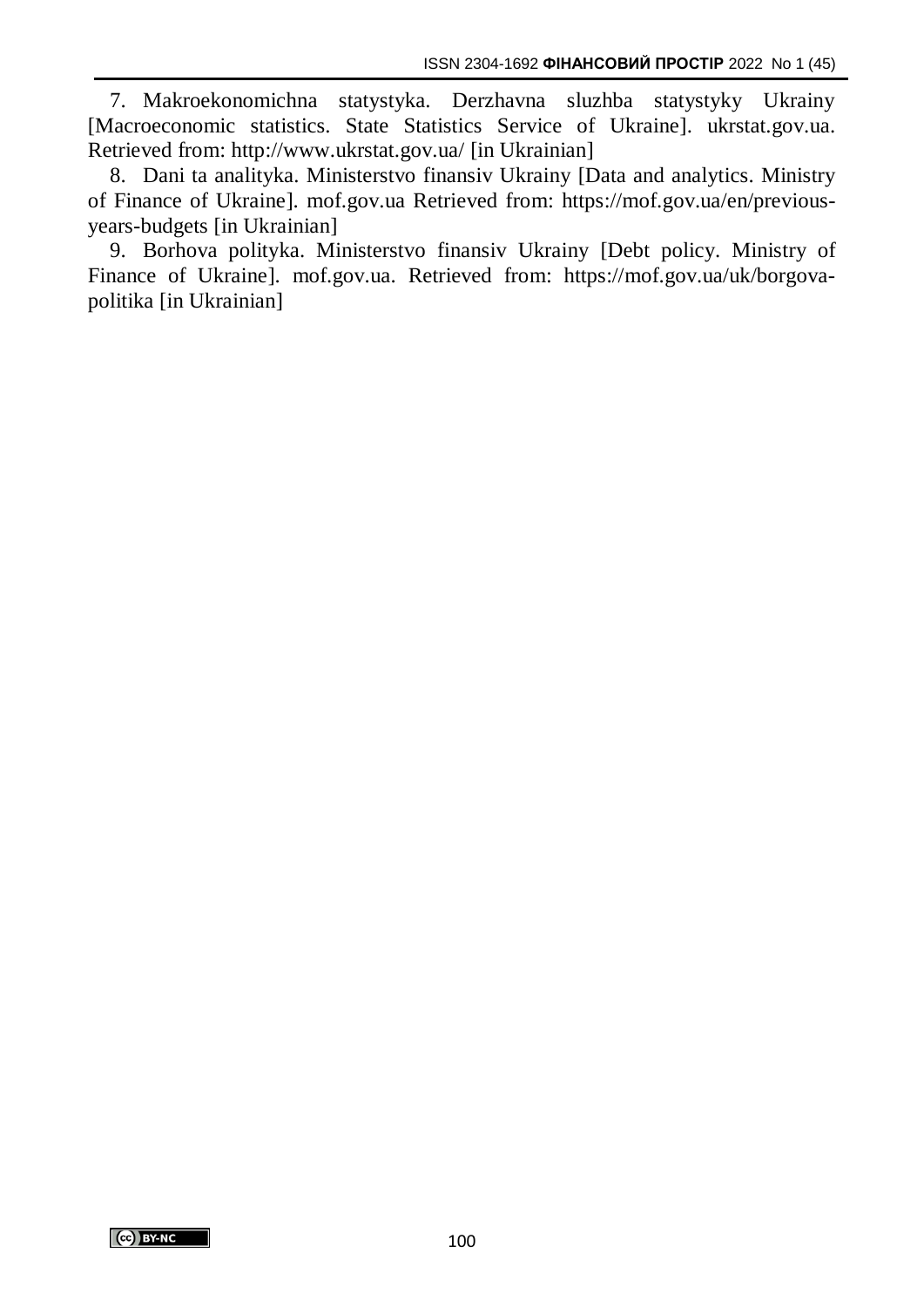7. Makroekonomichna statystyka. Derzhavna sluzhba statystyky Ukrainy [Macroeconomic statistics. State Statistics Service of Ukraine]. ukrstat.gov.ua. Retrieved from: http://www.ukrstat.gov.ua/ [in Ukrainian]

8. Dani ta analityka. Ministerstvo finansiv Ukrainy [Data and analytics. Ministry of Finance of Ukraine]. mof.gov.ua Retrieved from: https://mof.gov.ua/en/previous-years-budgets [in Ukrainian]

9. Borhova polityka. Ministerstvo finansiv Ukrainy [Debt policy. Ministry of Finance of Ukraine]. mof.gov.ua. Retrieved from: https://mof.gov.ua/uk/borgova-politika [in Ukrainian]